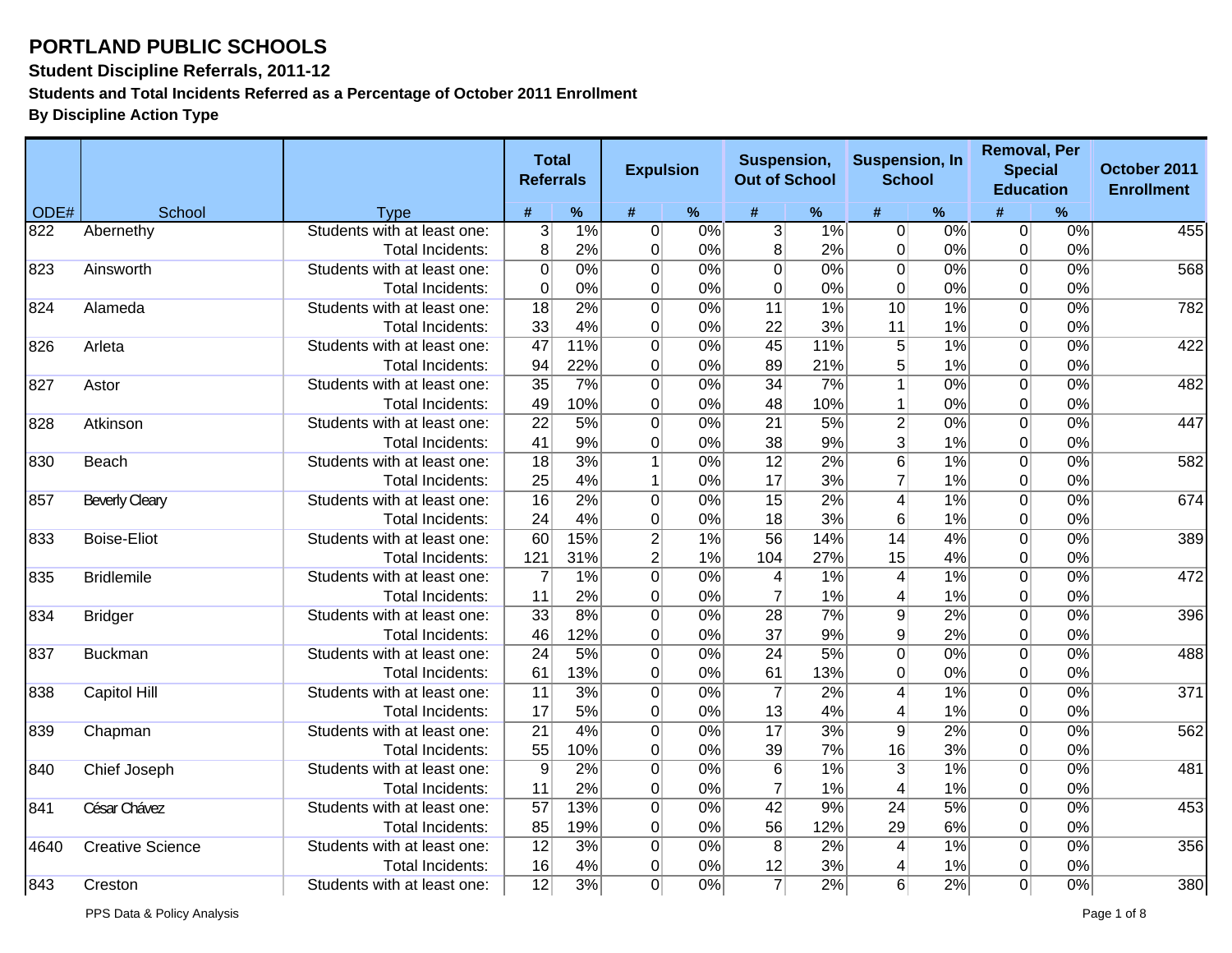# PORTLAND PUBLIC SCHOOLS

### Student Discipline Referrals, 2011-12

### Students and Total Incidents Referred as a Percentage of October 2011 Enrollment

### By Discipline Action Type

| | | | Total Referrals | | Expulsion | | Suspension, Out of School | | Suspension, In School | | Removal, Per Special Education | | October 2011 Enrollment |
|---|---|---|---|---|---|---|---|---|---|---|---|---|---|
| ODE# | School | Type | # | % | # | % | # | % | # | % | # | % | |
| 822 | Abernethy | Students with at least one: | 3 | 1% | 0 | 0% | 3 | 1% | 0 | 0% | 0 | 0% | 455 |
| | | Total Incidents: | 8 | 2% | 0 | 0% | 8 | 2% | 0 | 0% | 0 | 0% | |
| 823 | Ainsworth | Students with at least one: | 0 | 0% | 0 | 0% | 0 | 0% | 0 | 0% | 0 | 0% | 568 |
| | | Total Incidents: | 0 | 0% | 0 | 0% | 0 | 0% | 0 | 0% | 0 | 0% | |
| 824 | Alameda | Students with at least one: | 18 | 2% | 0 | 0% | 11 | 1% | 10 | 1% | 0 | 0% | 782 |
| | | Total Incidents: | 33 | 4% | 0 | 0% | 22 | 3% | 11 | 1% | 0 | 0% | |
| 826 | Arleta | Students with at least one: | 47 | 11% | 0 | 0% | 45 | 11% | 5 | 1% | 0 | 0% | 422 |
| | | Total Incidents: | 94 | 22% | 0 | 0% | 89 | 21% | 5 | 1% | 0 | 0% | |
| 827 | Astor | Students with at least one: | 35 | 7% | 0 | 0% | 34 | 7% | 1 | 0% | 0 | 0% | 482 |
| | | Total Incidents: | 49 | 10% | 0 | 0% | 48 | 10% | 1 | 0% | 0 | 0% | |
| 828 | Atkinson | Students with at least one: | 22 | 5% | 0 | 0% | 21 | 5% | 2 | 0% | 0 | 0% | 447 |
| | | Total Incidents: | 41 | 9% | 0 | 0% | 38 | 9% | 3 | 1% | 0 | 0% | |
| 830 | Beach | Students with at least one: | 18 | 3% | 1 | 0% | 12 | 2% | 6 | 1% | 0 | 0% | 582 |
| | | Total Incidents: | 25 | 4% | 1 | 0% | 17 | 3% | 7 | 1% | 0 | 0% | |
| 857 | Beverly Cleary | Students with at least one: | 16 | 2% | 0 | 0% | 15 | 2% | 4 | 1% | 0 | 0% | 674 |
| | | Total Incidents: | 24 | 4% | 0 | 0% | 18 | 3% | 6 | 1% | 0 | 0% | |
| 833 | Boise-Eliot | Students with at least one: | 60 | 15% | 2 | 1% | 56 | 14% | 14 | 4% | 0 | 0% | 389 |
| | | Total Incidents: | 121 | 31% | 2 | 1% | 104 | 27% | 15 | 4% | 0 | 0% | |
| 835 | Bridlemile | Students with at least one: | 7 | 1% | 0 | 0% | 4 | 1% | 4 | 1% | 0 | 0% | 472 |
| | | Total Incidents: | 11 | 2% | 0 | 0% | 7 | 1% | 4 | 1% | 0 | 0% | |
| 834 | Bridger | Students with at least one: | 33 | 8% | 0 | 0% | 28 | 7% | 9 | 2% | 0 | 0% | 396 |
| | | Total Incidents: | 46 | 12% | 0 | 0% | 37 | 9% | 9 | 2% | 0 | 0% | |
| 837 | Buckman | Students with at least one: | 24 | 5% | 0 | 0% | 24 | 5% | 0 | 0% | 0 | 0% | 488 |
| | | Total Incidents: | 61 | 13% | 0 | 0% | 61 | 13% | 0 | 0% | 0 | 0% | |
| 838 | Capitol Hill | Students with at least one: | 11 | 3% | 0 | 0% | 7 | 2% | 4 | 1% | 0 | 0% | 371 |
| | | Total Incidents: | 17 | 5% | 0 | 0% | 13 | 4% | 4 | 1% | 0 | 0% | |
| 839 | Chapman | Students with at least one: | 21 | 4% | 0 | 0% | 17 | 3% | 9 | 2% | 0 | 0% | 562 |
| | | Total Incidents: | 55 | 10% | 0 | 0% | 39 | 7% | 16 | 3% | 0 | 0% | |
| 840 | Chief Joseph | Students with at least one: | 9 | 2% | 0 | 0% | 6 | 1% | 3 | 1% | 0 | 0% | 481 |
| | | Total Incidents: | 11 | 2% | 0 | 0% | 7 | 1% | 4 | 1% | 0 | 0% | |
| 841 | César Chávez | Students with at least one: | 57 | 13% | 0 | 0% | 42 | 9% | 24 | 5% | 0 | 0% | 453 |
| | | Total Incidents: | 85 | 19% | 0 | 0% | 56 | 12% | 29 | 6% | 0 | 0% | |
| 4640 | Creative Science | Students with at least one: | 12 | 3% | 0 | 0% | 8 | 2% | 4 | 1% | 0 | 0% | 356 |
| | | Total Incidents: | 16 | 4% | 0 | 0% | 12 | 3% | 4 | 1% | 0 | 0% | |
| 843 | Creston | Students with at least one: | 12 | 3% | 0 | 0% | 7 | 2% | 6 | 2% | 0 | 0% | 380 |

PPS Data & Policy Analysis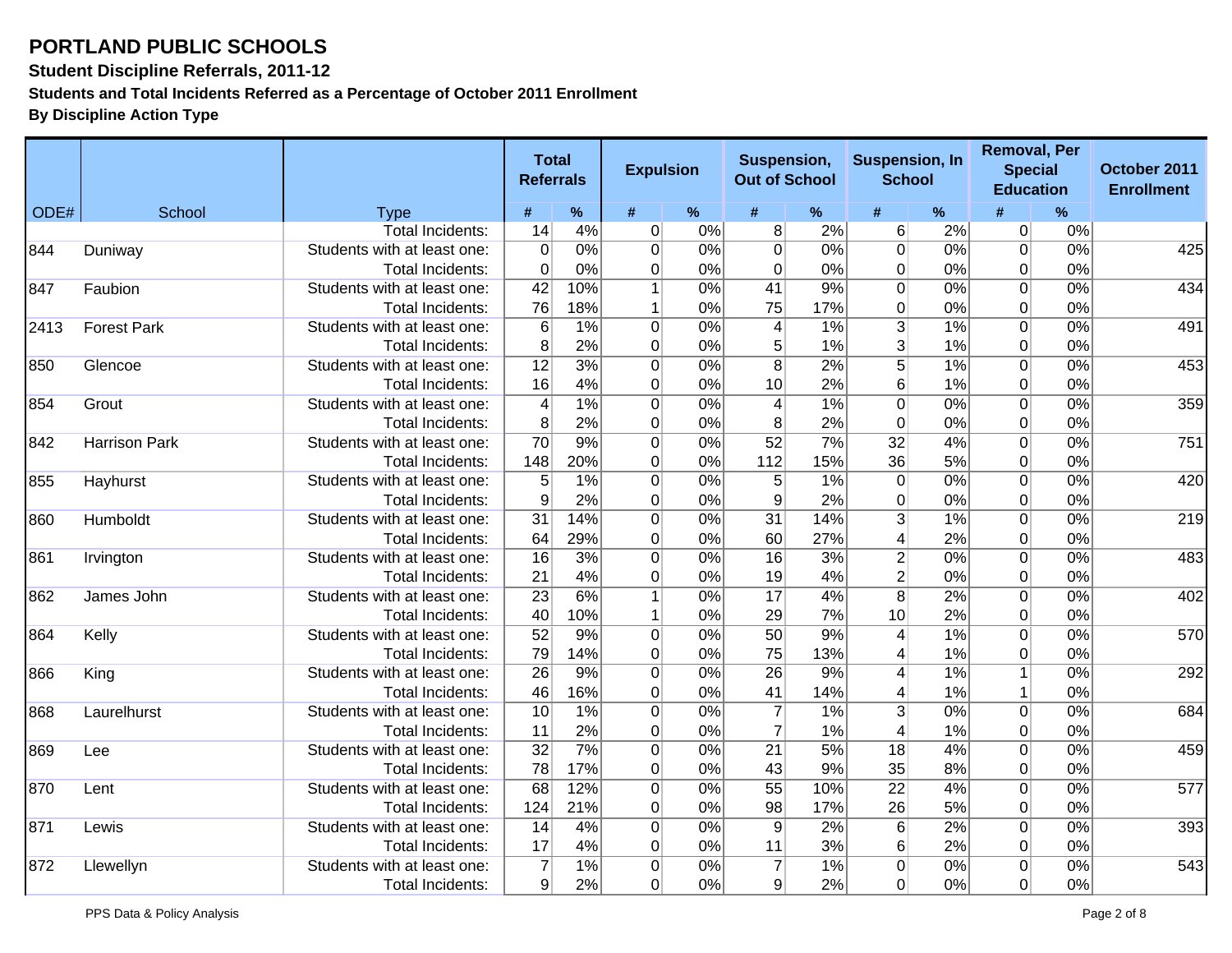# PORTLAND PUBLIC SCHOOLS

### Student Discipline Referrals, 2011-12

### Students and Total Incidents Referred as a Percentage of October 2011 Enrollment

### By Discipline Action Type

| ODE# | School | Type | Total Referrals | | Expulsion | | Suspension, Out of School | | Suspension, In School | | Removal, Per Special Education | | October 2011 Enrollment |
|---|---|---|---|---|---|---|---|---|---|---|---|---|---|
| | | | # | % | # | % | # | % | # | % | # | % | |
| | | Total Incidents: | 14 | 4% | 0 | 0% | 8 | 2% | 6 | 2% | 0 | 0% | |
| 844 | Duniway | Students with at least one: | 0 | 0% | 0 | 0% | 0 | 0% | 0 | 0% | 0 | 0% | 425 |
| | | Total Incidents: | 0 | 0% | 0 | 0% | 0 | 0% | 0 | 0% | 0 | 0% | |
| 847 | Faubion | Students with at least one: | 42 | 10% | 1 | 0% | 41 | 9% | 0 | 0% | 0 | 0% | 434 |
| | | Total Incidents: | 76 | 18% | 1 | 0% | 75 | 17% | 0 | 0% | 0 | 0% | |
| 2413 | Forest Park | Students with at least one: | 6 | 1% | 0 | 0% | 4 | 1% | 3 | 1% | 0 | 0% | 491 |
| | | Total Incidents: | 8 | 2% | 0 | 0% | 5 | 1% | 3 | 1% | 0 | 0% | |
| 850 | Glencoe | Students with at least one: | 12 | 3% | 0 | 0% | 8 | 2% | 5 | 1% | 0 | 0% | 453 |
| | | Total Incidents: | 16 | 4% | 0 | 0% | 10 | 2% | 6 | 1% | 0 | 0% | |
| 854 | Grout | Students with at least one: | 4 | 1% | 0 | 0% | 4 | 1% | 0 | 0% | 0 | 0% | 359 |
| | | Total Incidents: | 8 | 2% | 0 | 0% | 8 | 2% | 0 | 0% | 0 | 0% | |
| 842 | Harrison Park | Students with at least one: | 70 | 9% | 0 | 0% | 52 | 7% | 32 | 4% | 0 | 0% | 751 |
| | | Total Incidents: | 148 | 20% | 0 | 0% | 112 | 15% | 36 | 5% | 0 | 0% | |
| 855 | Hayhurst | Students with at least one: | 5 | 1% | 0 | 0% | 5 | 1% | 0 | 0% | 0 | 0% | 420 |
| | | Total Incidents: | 9 | 2% | 0 | 0% | 9 | 2% | 0 | 0% | 0 | 0% | |
| 860 | Humboldt | Students with at least one: | 31 | 14% | 0 | 0% | 31 | 14% | 3 | 1% | 0 | 0% | 219 |
| | | Total Incidents: | 64 | 29% | 0 | 0% | 60 | 27% | 4 | 2% | 0 | 0% | |
| 861 | Irvington | Students with at least one: | 16 | 3% | 0 | 0% | 16 | 3% | 2 | 0% | 0 | 0% | 483 |
| | | Total Incidents: | 21 | 4% | 0 | 0% | 19 | 4% | 2 | 0% | 0 | 0% | |
| 862 | James John | Students with at least one: | 23 | 6% | 1 | 0% | 17 | 4% | 8 | 2% | 0 | 0% | 402 |
| | | Total Incidents: | 40 | 10% | 1 | 0% | 29 | 7% | 10 | 2% | 0 | 0% | |
| 864 | Kelly | Students with at least one: | 52 | 9% | 0 | 0% | 50 | 9% | 4 | 1% | 0 | 0% | 570 |
| | | Total Incidents: | 79 | 14% | 0 | 0% | 75 | 13% | 4 | 1% | 0 | 0% | |
| 866 | King | Students with at least one: | 26 | 9% | 0 | 0% | 26 | 9% | 4 | 1% | 1 | 0% | 292 |
| | | Total Incidents: | 46 | 16% | 0 | 0% | 41 | 14% | 4 | 1% | 1 | 0% | |
| 868 | Laurelhurst | Students with at least one: | 10 | 1% | 0 | 0% | 7 | 1% | 3 | 0% | 0 | 0% | 684 |
| | | Total Incidents: | 11 | 2% | 0 | 0% | 7 | 1% | 4 | 1% | 0 | 0% | |
| 869 | Lee | Students with at least one: | 32 | 7% | 0 | 0% | 21 | 5% | 18 | 4% | 0 | 0% | 459 |
| | | Total Incidents: | 78 | 17% | 0 | 0% | 43 | 9% | 35 | 8% | 0 | 0% | |
| 870 | Lent | Students with at least one: | 68 | 12% | 0 | 0% | 55 | 10% | 22 | 4% | 0 | 0% | 577 |
| | | Total Incidents: | 124 | 21% | 0 | 0% | 98 | 17% | 26 | 5% | 0 | 0% | |
| 871 | Lewis | Students with at least one: | 14 | 4% | 0 | 0% | 9 | 2% | 6 | 2% | 0 | 0% | 393 |
| | | Total Incidents: | 17 | 4% | 0 | 0% | 11 | 3% | 6 | 2% | 0 | 0% | |
| 872 | Llewellyn | Students with at least one: | 7 | 1% | 0 | 0% | 7 | 1% | 0 | 0% | 0 | 0% | 543 |
| | | Total Incidents: | 9 | 2% | 0 | 0% | 9 | 2% | 0 | 0% | 0 | 0% | |

PPS Data & Policy Analysis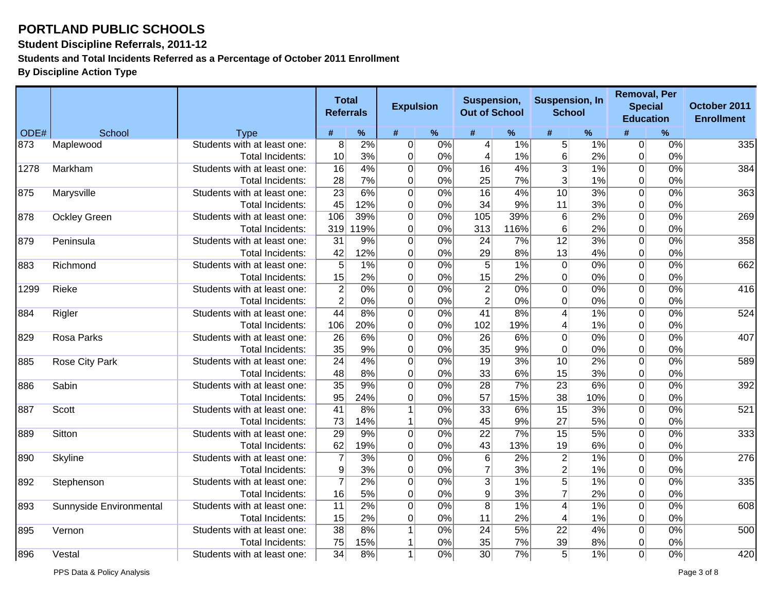# PORTLAND PUBLIC SCHOOLS

**Student Discipline Referrals, 2011-12**

**Students and Total Incidents Referred as a Percentage of October 2011 Enrollment**

**By Discipline Action Type**

| ODE# | School | Type | Total Referrals | | Expulsion | | Suspension, Out of School | | Suspension, In School | | Removal, Per Special Education | | October 2011 Enrollment |
|---|---|---|---|---|---|---|---|---|---|---|---|---|---|
| | | | # | % | # | % | # | % | # | % | # | % | |
| 873 | Maplewood | Students with at least one: | 8 | 2% | 0 | 0% | 4 | 1% | 5 | 1% | 0 | 0% | 335 |
| | | Total Incidents: | 10 | 3% | 0 | 0% | 4 | 1% | 6 | 2% | 0 | 0% | |
| 1278 | Markham | Students with at least one: | 16 | 4% | 0 | 0% | 16 | 4% | 3 | 1% | 0 | 0% | 384 |
| | | Total Incidents: | 28 | 7% | 0 | 0% | 25 | 7% | 3 | 1% | 0 | 0% | |
| 875 | Marysville | Students with at least one: | 23 | 6% | 0 | 0% | 16 | 4% | 10 | 3% | 0 | 0% | 363 |
| | | Total Incidents: | 45 | 12% | 0 | 0% | 34 | 9% | 11 | 3% | 0 | 0% | |
| 878 | Ockley Green | Students with at least one: | 106 | 39% | 0 | 0% | 105 | 39% | 6 | 2% | 0 | 0% | 269 |
| | | Total Incidents: | 319 | 119% | 0 | 0% | 313 | 116% | 6 | 2% | 0 | 0% | |
| 879 | Peninsula | Students with at least one: | 31 | 9% | 0 | 0% | 24 | 7% | 12 | 3% | 0 | 0% | 358 |
| | | Total Incidents: | 42 | 12% | 0 | 0% | 29 | 8% | 13 | 4% | 0 | 0% | |
| 883 | Richmond | Students with at least one: | 5 | 1% | 0 | 0% | 5 | 1% | 0 | 0% | 0 | 0% | 662 |
| | | Total Incidents: | 15 | 2% | 0 | 0% | 15 | 2% | 0 | 0% | 0 | 0% | |
| 1299 | Rieke | Students with at least one: | 2 | 0% | 0 | 0% | 2 | 0% | 0 | 0% | 0 | 0% | 416 |
| | | Total Incidents: | 2 | 0% | 0 | 0% | 2 | 0% | 0 | 0% | 0 | 0% | |
| 884 | Rigler | Students with at least one: | 44 | 8% | 0 | 0% | 41 | 8% | 4 | 1% | 0 | 0% | 524 |
| | | Total Incidents: | 106 | 20% | 0 | 0% | 102 | 19% | 4 | 1% | 0 | 0% | |
| 829 | Rosa Parks | Students with at least one: | 26 | 6% | 0 | 0% | 26 | 6% | 0 | 0% | 0 | 0% | 407 |
| | | Total Incidents: | 35 | 9% | 0 | 0% | 35 | 9% | 0 | 0% | 0 | 0% | |
| 885 | Rose City Park | Students with at least one: | 24 | 4% | 0 | 0% | 19 | 3% | 10 | 2% | 0 | 0% | 589 |
| | | Total Incidents: | 48 | 8% | 0 | 0% | 33 | 6% | 15 | 3% | 0 | 0% | |
| 886 | Sabin | Students with at least one: | 35 | 9% | 0 | 0% | 28 | 7% | 23 | 6% | 0 | 0% | 392 |
| | | Total Incidents: | 95 | 24% | 0 | 0% | 57 | 15% | 38 | 10% | 0 | 0% | |
| 887 | Scott | Students with at least one: | 41 | 8% | 1 | 0% | 33 | 6% | 15 | 3% | 0 | 0% | 521 |
| | | Total Incidents: | 73 | 14% | 1 | 0% | 45 | 9% | 27 | 5% | 0 | 0% | |
| 889 | Sitton | Students with at least one: | 29 | 9% | 0 | 0% | 22 | 7% | 15 | 5% | 0 | 0% | 333 |
| | | Total Incidents: | 62 | 19% | 0 | 0% | 43 | 13% | 19 | 6% | 0 | 0% | |
| 890 | Skyline | Students with at least one: | 7 | 3% | 0 | 0% | 6 | 2% | 2 | 1% | 0 | 0% | 276 |
| | | Total Incidents: | 9 | 3% | 0 | 0% | 7 | 3% | 2 | 1% | 0 | 0% | |
| 892 | Stephenson | Students with at least one: | 7 | 2% | 0 | 0% | 3 | 1% | 5 | 1% | 0 | 0% | 335 |
| | | Total Incidents: | 16 | 5% | 0 | 0% | 9 | 3% | 7 | 2% | 0 | 0% | |
| 893 | Sunnyside Environmental | Students with at least one: | 11 | 2% | 0 | 0% | 8 | 1% | 4 | 1% | 0 | 0% | 608 |
| | | Total Incidents: | 15 | 2% | 0 | 0% | 11 | 2% | 4 | 1% | 0 | 0% | |
| 895 | Vernon | Students with at least one: | 38 | 8% | 1 | 0% | 24 | 5% | 22 | 4% | 0 | 0% | 500 |
| | | Total Incidents: | 75 | 15% | 1 | 0% | 35 | 7% | 39 | 8% | 0 | 0% | |
| 896 | Vestal | Students with at least one: | 34 | 8% | 1 | 0% | 30 | 7% | 5 | 1% | 0 | 0% | 420 |

PPS Data & Policy Analysis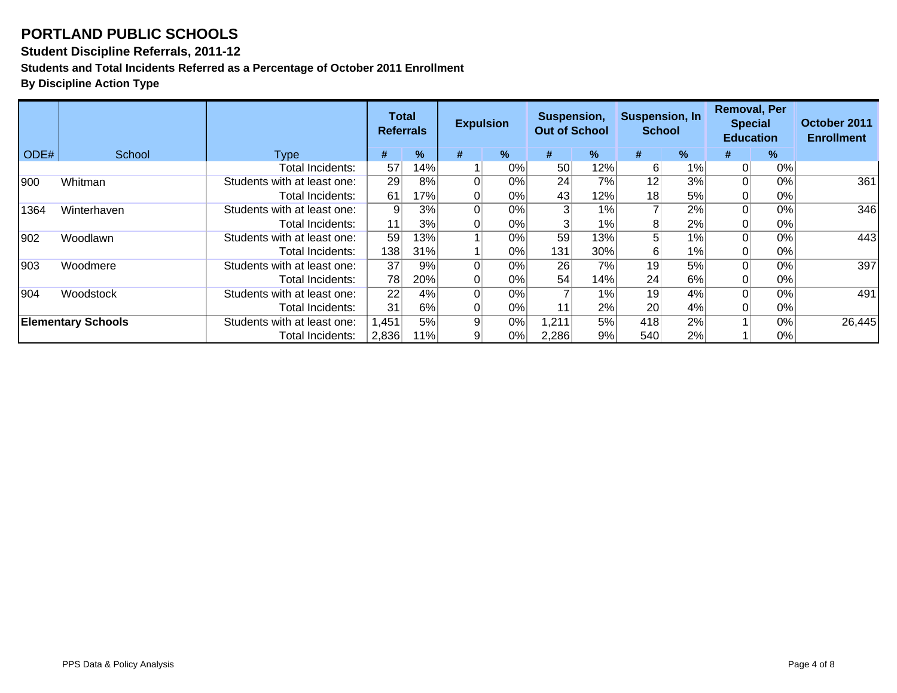# PORTLAND PUBLIC SCHOOLS

**Student Discipline Referrals, 2011-12**

**Students and Total Incidents Referred as a Percentage of October 2011 Enrollment**

**By Discipline Action Type**

| ODE# | School | Type | Total Referrals | | Expulsion | | Suspension, Out of School | | Suspension, In School | | Removal, Per Special Education | | October 2011 Enrollment |
|---|---|---|---|---|---|---|---|---|---|---|---|---|---|
| | | | # | % | # | % | # | % | # | % | # | % | |
| | | Total Incidents: | 57 | 14% | 1 | 0% | 50 | 12% | 6 | 1% | 0 | 0% | |
| 900 | Whitman | Students with at least one: | 29 | 8% | 0 | 0% | 24 | 7% | 12 | 3% | 0 | 0% | 361 |
| | | Total Incidents: | 61 | 17% | 0 | 0% | 43 | 12% | 18 | 5% | 0 | 0% | |
| 1364 | Winterhaven | Students with at least one: | 9 | 3% | 0 | 0% | 3 | 1% | 7 | 2% | 0 | 0% | 346 |
| | | Total Incidents: | 11 | 3% | 0 | 0% | 3 | 1% | 8 | 2% | 0 | 0% | |
| 902 | Woodlawn | Students with at least one: | 59 | 13% | 1 | 0% | 59 | 13% | 5 | 1% | 0 | 0% | 443 |
| | | Total Incidents: | 138 | 31% | 1 | 0% | 131 | 30% | 6 | 1% | 0 | 0% | |
| 903 | Woodmere | Students with at least one: | 37 | 9% | 0 | 0% | 26 | 7% | 19 | 5% | 0 | 0% | 397 |
| | | Total Incidents: | 78 | 20% | 0 | 0% | 54 | 14% | 24 | 6% | 0 | 0% | |
| 904 | Woodstock | Students with at least one: | 22 | 4% | 0 | 0% | 7 | 1% | 19 | 4% | 0 | 0% | 491 |
| | | Total Incidents: | 31 | 6% | 0 | 0% | 11 | 2% | 20 | 4% | 0 | 0% | |
| **Elementary Schools** | | Students with at least one: | 1,451 | 5% | 9 | 0% | 1,211 | 5% | 418 | 2% | 1 | 0% | 26,445 |
| | | Total Incidents: | 2,836 | 11% | 9 | 0% | 2,286 | 9% | 540 | 2% | 1 | 0% | |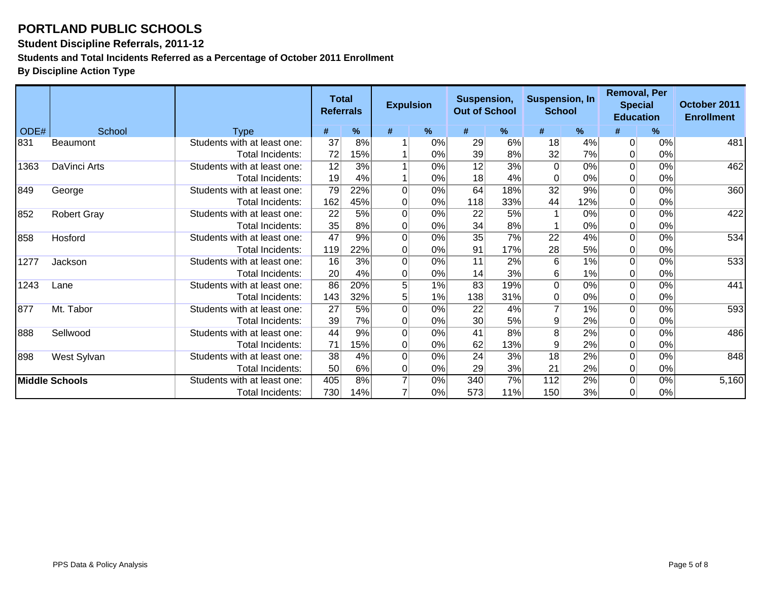# PORTLAND PUBLIC SCHOOLS

**Student Discipline Referrals, 2011-12**

**Students and Total Incidents Referred as a Percentage of October 2011 Enrollment**

**By Discipline Action Type**

| | | | Total Referrals | | Expulsion | | Suspension, Out of School | | Suspension, In School | | Removal, Per Special Education | | October 2011 Enrollment |
|---|---|---|---|---|---|---|---|---|---|---|---|---|---|
| ODE# | School | Type | # | % | # | % | # | % | # | % | # | % | |
| 831 | Beaumont | Students with at least one: | 37 | 8% | 1 | 0% | 29 | 6% | 18 | 4% | 0 | 0% | 481 |
| | | Total Incidents: | 72 | 15% | 1 | 0% | 39 | 8% | 32 | 7% | 0 | 0% | |
| 1363 | DaVinci Arts | Students with at least one: | 12 | 3% | 1 | 0% | 12 | 3% | 0 | 0% | 0 | 0% | 462 |
| | | Total Incidents: | 19 | 4% | 1 | 0% | 18 | 4% | 0 | 0% | 0 | 0% | |
| 849 | George | Students with at least one: | 79 | 22% | 0 | 0% | 64 | 18% | 32 | 9% | 0 | 0% | 360 |
| | | Total Incidents: | 162 | 45% | 0 | 0% | 118 | 33% | 44 | 12% | 0 | 0% | |
| 852 | Robert Gray | Students with at least one: | 22 | 5% | 0 | 0% | 22 | 5% | 1 | 0% | 0 | 0% | 422 |
| | | Total Incidents: | 35 | 8% | 0 | 0% | 34 | 8% | 1 | 0% | 0 | 0% | |
| 858 | Hosford | Students with at least one: | 47 | 9% | 0 | 0% | 35 | 7% | 22 | 4% | 0 | 0% | 534 |
| | | Total Incidents: | 119 | 22% | 0 | 0% | 91 | 17% | 28 | 5% | 0 | 0% | |
| 1277 | Jackson | Students with at least one: | 16 | 3% | 0 | 0% | 11 | 2% | 6 | 1% | 0 | 0% | 533 |
| | | Total Incidents: | 20 | 4% | 0 | 0% | 14 | 3% | 6 | 1% | 0 | 0% | |
| 1243 | Lane | Students with at least one: | 86 | 20% | 5 | 1% | 83 | 19% | 0 | 0% | 0 | 0% | 441 |
| | | Total Incidents: | 143 | 32% | 5 | 1% | 138 | 31% | 0 | 0% | 0 | 0% | |
| 877 | Mt. Tabor | Students with at least one: | 27 | 5% | 0 | 0% | 22 | 4% | 7 | 1% | 0 | 0% | 593 |
| | | Total Incidents: | 39 | 7% | 0 | 0% | 30 | 5% | 9 | 2% | 0 | 0% | |
| 888 | Sellwood | Students with at least one: | 44 | 9% | 0 | 0% | 41 | 8% | 8 | 2% | 0 | 0% | 486 |
| | | Total Incidents: | 71 | 15% | 0 | 0% | 62 | 13% | 9 | 2% | 0 | 0% | |
| 898 | West Sylvan | Students with at least one: | 38 | 4% | 0 | 0% | 24 | 3% | 18 | 2% | 0 | 0% | 848 |
| | | Total Incidents: | 50 | 6% | 0 | 0% | 29 | 3% | 21 | 2% | 0 | 0% | |
| **Middle Schools** | | Students with at least one: | 405 | 8% | 7 | 0% | 340 | 7% | 112 | 2% | 0 | 0% | 5,160 |
| | | Total Incidents: | 730 | 14% | 7 | 0% | 573 | 11% | 150 | 3% | 0 | 0% | |

PPS Data & Policy Analysis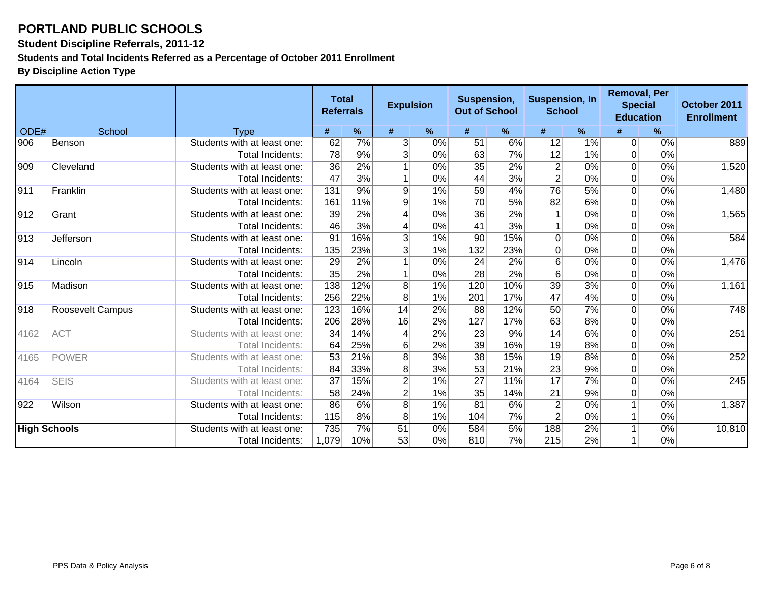# PORTLAND PUBLIC SCHOOLS

**Student Discipline Referrals, 2011-12**

**Students and Total Incidents Referred as a Percentage of October 2011 Enrollment**

**By Discipline Action Type**

| ODE# | School | Type | Total Referrals | | Expulsion | | Suspension, Out of School | | Suspension, In School | | Removal, Per Special Education | | October 2011 Enrollment |
|---|---|---|---|---|---|---|---|---|---|---|---|---|---|
| | | | # | % | # | % | # | % | # | % | # | % | |
| 906 | Benson | Students with at least one: | 62 | 7% | 3 | 0% | 51 | 6% | 12 | 1% | 0 | 0% | 889 |
| | | Total Incidents: | 78 | 9% | 3 | 0% | 63 | 7% | 12 | 1% | 0 | 0% | |
| 909 | Cleveland | Students with at least one: | 36 | 2% | 1 | 0% | 35 | 2% | 2 | 0% | 0 | 0% | 1,520 |
| | | Total Incidents: | 47 | 3% | 1 | 0% | 44 | 3% | 2 | 0% | 0 | 0% | |
| 911 | Franklin | Students with at least one: | 131 | 9% | 9 | 1% | 59 | 4% | 76 | 5% | 0 | 0% | 1,480 |
| | | Total Incidents: | 161 | 11% | 9 | 1% | 70 | 5% | 82 | 6% | 0 | 0% | |
| 912 | Grant | Students with at least one: | 39 | 2% | 4 | 0% | 36 | 2% | 1 | 0% | 0 | 0% | 1,565 |
| | | Total Incidents: | 46 | 3% | 4 | 0% | 41 | 3% | 1 | 0% | 0 | 0% | |
| 913 | Jefferson | Students with at least one: | 91 | 16% | 3 | 1% | 90 | 15% | 0 | 0% | 0 | 0% | 584 |
| | | Total Incidents: | 135 | 23% | 3 | 1% | 132 | 23% | 0 | 0% | 0 | 0% | |
| 914 | Lincoln | Students with at least one: | 29 | 2% | 1 | 0% | 24 | 2% | 6 | 0% | 0 | 0% | 1,476 |
| | | Total Incidents: | 35 | 2% | 1 | 0% | 28 | 2% | 6 | 0% | 0 | 0% | |
| 915 | Madison | Students with at least one: | 138 | 12% | 8 | 1% | 120 | 10% | 39 | 3% | 0 | 0% | 1,161 |
| | | Total Incidents: | 256 | 22% | 8 | 1% | 201 | 17% | 47 | 4% | 0 | 0% | |
| 918 | Roosevelt Campus | Students with at least one: | 123 | 16% | 14 | 2% | 88 | 12% | 50 | 7% | 0 | 0% | 748 |
| | | Total Incidents: | 206 | 28% | 16 | 2% | 127 | 17% | 63 | 8% | 0 | 0% | |
| 4162 | ACT | Students with at least one: | 34 | 14% | 4 | 2% | 23 | 9% | 14 | 6% | 0 | 0% | 251 |
| | | Total Incidents: | 64 | 25% | 6 | 2% | 39 | 16% | 19 | 8% | 0 | 0% | |
| 4165 | POWER | Students with at least one: | 53 | 21% | 8 | 3% | 38 | 15% | 19 | 8% | 0 | 0% | 252 |
| | | Total Incidents: | 84 | 33% | 8 | 3% | 53 | 21% | 23 | 9% | 0 | 0% | |
| 4164 | SEIS | Students with at least one: | 37 | 15% | 2 | 1% | 27 | 11% | 17 | 7% | 0 | 0% | 245 |
| | | Total Incidents: | 58 | 24% | 2 | 1% | 35 | 14% | 21 | 9% | 0 | 0% | |
| 922 | Wilson | Students with at least one: | 86 | 6% | 8 | 1% | 81 | 6% | 2 | 0% | 1 | 0% | 1,387 |
| | | Total Incidents: | 115 | 8% | 8 | 1% | 104 | 7% | 2 | 0% | 1 | 0% | |
| **High Schools** | | Students with at least one: | 735 | 7% | 51 | 0% | 584 | 5% | 188 | 2% | 1 | 0% | 10,810 |
| | | Total Incidents: | 1,079 | 10% | 53 | 0% | 810 | 7% | 215 | 2% | 1 | 0% | |

PPS Data & Policy Analysis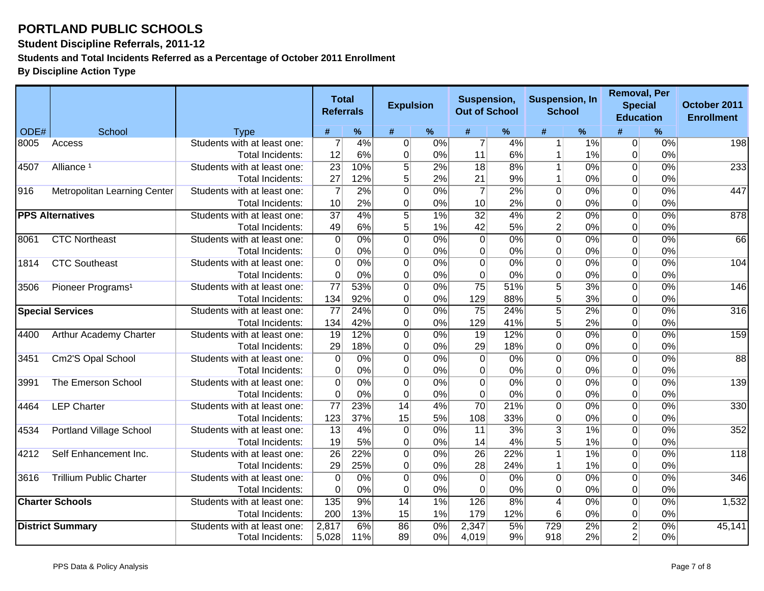# PORTLAND PUBLIC SCHOOLS

**Student Discipline Referrals, 2011-12**

**Students and Total Incidents Referred as a Percentage of October 2011 Enrollment**

**By Discipline Action Type**

| ODE# | School | Type | Total Referrals | | Expulsion | | Suspension, Out of School | | Suspension, In School | | Removal, Per Special Education | | October 2011 Enrollment |
|---|---|---|---|---|---|---|---|---|---|---|---|---|---|
| | | | # | % | # | % | # | % | # | % | # | % | |
| 8005 | Access | Students with at least one: | 7 | 4% | 0 | 0% | 7 | 4% | 1 | 1% | 0 | 0% | 198 |
| | | Total Incidents: | 12 | 6% | 0 | 0% | 11 | 6% | 1 | 1% | 0 | 0% | |
| 4507 | Alliance [1] | Students with at least one: | 23 | 10% | 5 | 2% | 18 | 8% | 1 | 0% | 0 | 0% | 233 |
| | | Total Incidents: | 27 | 12% | 5 | 2% | 21 | 9% | 1 | 0% | 0 | 0% | |
| 916 | Metropolitan Learning Center | Students with at least one: | 7 | 2% | 0 | 0% | 7 | 2% | 0 | 0% | 0 | 0% | 447 |
| | | Total Incidents: | 10 | 2% | 0 | 0% | 10 | 2% | 0 | 0% | 0 | 0% | |
| **PPS Alternatives** | | Students with at least one: | 37 | 4% | 5 | 1% | 32 | 4% | 2 | 0% | 0 | 0% | 878 |
| | | Total Incidents: | 49 | 6% | 5 | 1% | 42 | 5% | 2 | 0% | 0 | 0% | |
| 8061 | CTC Northeast | Students with at least one: | 0 | 0% | 0 | 0% | 0 | 0% | 0 | 0% | 0 | 0% | 66 |
| | | Total Incidents: | 0 | 0% | 0 | 0% | 0 | 0% | 0 | 0% | 0 | 0% | |
| 1814 | CTC Southeast | Students with at least one: | 0 | 0% | 0 | 0% | 0 | 0% | 0 | 0% | 0 | 0% | 104 |
| | | Total Incidents: | 0 | 0% | 0 | 0% | 0 | 0% | 0 | 0% | 0 | 0% | |
| 3506 | Pioneer Programs[1] | Students with at least one: | 77 | 53% | 0 | 0% | 75 | 51% | 5 | 3% | 0 | 0% | 146 |
| | | Total Incidents: | 134 | 92% | 0 | 0% | 129 | 88% | 5 | 3% | 0 | 0% | |
| **Special Services** | | Students with at least one: | 77 | 24% | 0 | 0% | 75 | 24% | 5 | 2% | 0 | 0% | 316 |
| | | Total Incidents: | 134 | 42% | 0 | 0% | 129 | 41% | 5 | 2% | 0 | 0% | |
| 4400 | Arthur Academy Charter | Students with at least one: | 19 | 12% | 0 | 0% | 19 | 12% | 0 | 0% | 0 | 0% | 159 |
| | | Total Incidents: | 29 | 18% | 0 | 0% | 29 | 18% | 0 | 0% | 0 | 0% | |
| 3451 | Cm2'S Opal School | Students with at least one: | 0 | 0% | 0 | 0% | 0 | 0% | 0 | 0% | 0 | 0% | 88 |
| | | Total Incidents: | 0 | 0% | 0 | 0% | 0 | 0% | 0 | 0% | 0 | 0% | |
| 3991 | The Emerson School | Students with at least one: | 0 | 0% | 0 | 0% | 0 | 0% | 0 | 0% | 0 | 0% | 139 |
| | | Total Incidents: | 0 | 0% | 0 | 0% | 0 | 0% | 0 | 0% | 0 | 0% | |
| 4464 | LEP Charter | Students with at least one: | 77 | 23% | 14 | 4% | 70 | 21% | 0 | 0% | 0 | 0% | 330 |
| | | Total Incidents: | 123 | 37% | 15 | 5% | 108 | 33% | 0 | 0% | 0 | 0% | |
| 4534 | Portland Village School | Students with at least one: | 13 | 4% | 0 | 0% | 11 | 3% | 3 | 1% | 0 | 0% | 352 |
| | | Total Incidents: | 19 | 5% | 0 | 0% | 14 | 4% | 5 | 1% | 0 | 0% | |
| 4212 | Self Enhancement Inc. | Students with at least one: | 26 | 22% | 0 | 0% | 26 | 22% | 1 | 1% | 0 | 0% | 118 |
| | | Total Incidents: | 29 | 25% | 0 | 0% | 28 | 24% | 1 | 1% | 0 | 0% | |
| 3616 | Trillium Public Charter | Students with at least one: | 0 | 0% | 0 | 0% | 0 | 0% | 0 | 0% | 0 | 0% | 346 |
| | | Total Incidents: | 0 | 0% | 0 | 0% | 0 | 0% | 0 | 0% | 0 | 0% | |
| **Charter Schools** | | Students with at least one: | 135 | 9% | 14 | 1% | 126 | 8% | 4 | 0% | 0 | 0% | 1,532 |
| | | Total Incidents: | 200 | 13% | 15 | 1% | 179 | 12% | 6 | 0% | 0 | 0% | |
| **District Summary** | | Students with at least one: | 2,817 | 6% | 86 | 0% | 2,347 | 5% | 729 | 2% | 2 | 0% | 45,141 |
| | | Total Incidents: | 5,028 | 11% | 89 | 0% | 4,019 | 9% | 918 | 2% | 2 | 0% | |

PPS Data & Policy Analysis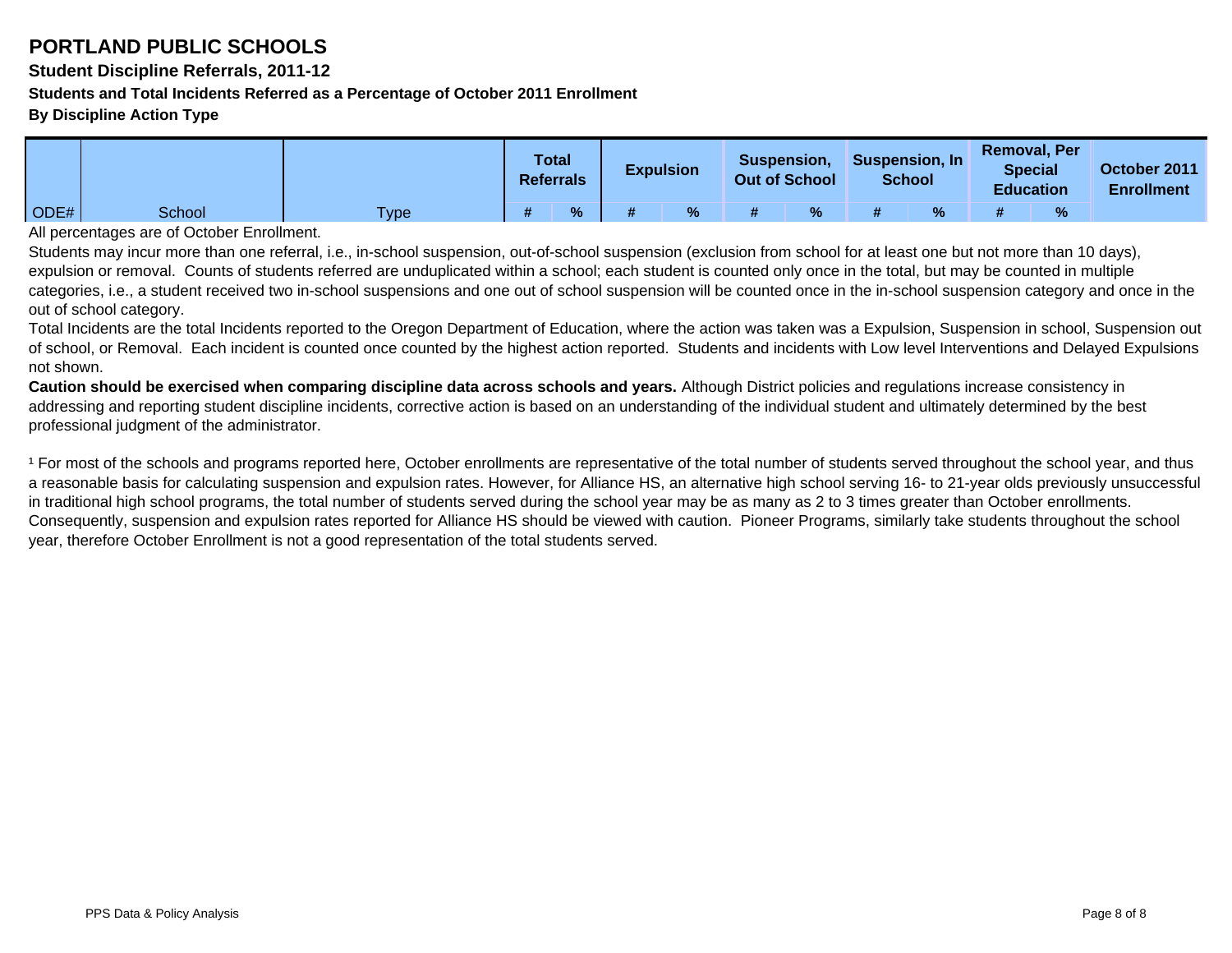# PORTLAND PUBLIC SCHOOLS

**Student Discipline Referrals, 2011-12**

**Students and Total Incidents Referred as a Percentage of October 2011 Enrollment**

**By Discipline Action Type**

| | | | Total Referrals | | Expulsion | | Suspension, Out of School | | Suspension, In School | | Removal, Per Special Education | | October 2011 Enrollment |
|---|---|---|---|---|---|---|---|---|---|---|---|---|---|
| ODE# | School | Type | # | % | # | % | # | % | # | % | # | % | |

All percentages are of October Enrollment.

Students may incur more than one referral, i.e., in-school suspension, out-of-school suspension (exclusion from school for at least one but not more than 10 days), expulsion or removal. Counts of students referred are unduplicated within a school; each student is counted only once in the total, but may be counted in multiple categories, i.e., a student received two in-school suspensions and one out of school suspension will be counted once in the in-school suspension category and once in the out of school category.

Total Incidents are the total Incidents reported to the Oregon Department of Education, where the action was taken was a Expulsion, Suspension in school, Suspension out of school, or Removal. Each incident is counted once counted by the highest action reported. Students and incidents with Low level Interventions and Delayed Expulsions not shown.

**Caution should be exercised when comparing discipline data across schools and years.** Although District policies and regulations increase consistency in addressing and reporting student discipline incidents, corrective action is based on an understanding of the individual student and ultimately determined by the best professional judgment of the administrator.

[1] For most of the schools and programs reported here, October enrollments are representative of the total number of students served throughout the school year, and thus a reasonable basis for calculating suspension and expulsion rates. However, for Alliance HS, an alternative high school serving 16- to 21-year olds previously unsuccessful in traditional high school programs, the total number of students served during the school year may be as many as 2 to 3 times greater than October enrollments. Consequently, suspension and expulsion rates reported for Alliance HS should be viewed with caution. Pioneer Programs, similarly take students throughout the school year, therefore October Enrollment is not a good representation of the total students served.